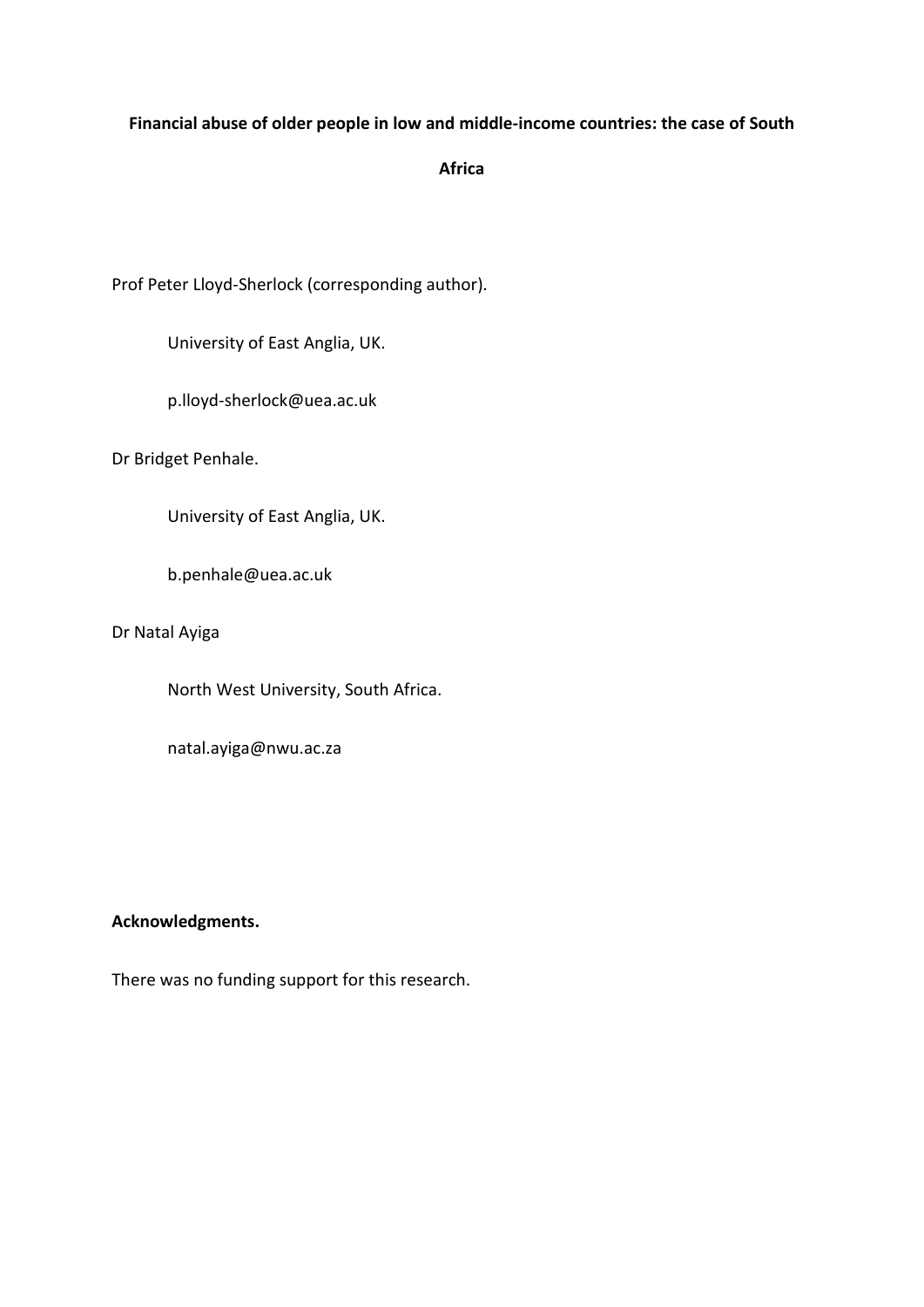# Financial abuse of older people in low and middle-income countries: the case of South Africa

Prof Peter Lloyd-Sherlock (corresponding author).

University of East Anglia, UK.

p.lloyd-sherlock@uea.ac.uk

Dr Bridget Penhale.

University of East Anglia, UK.

b.penhale@uea.ac.uk

Dr Natal Ayiga

North West University, South Africa.

natal.ayiga@nwu.ac.za

**Acknowledgments.**

There was no funding support for this research.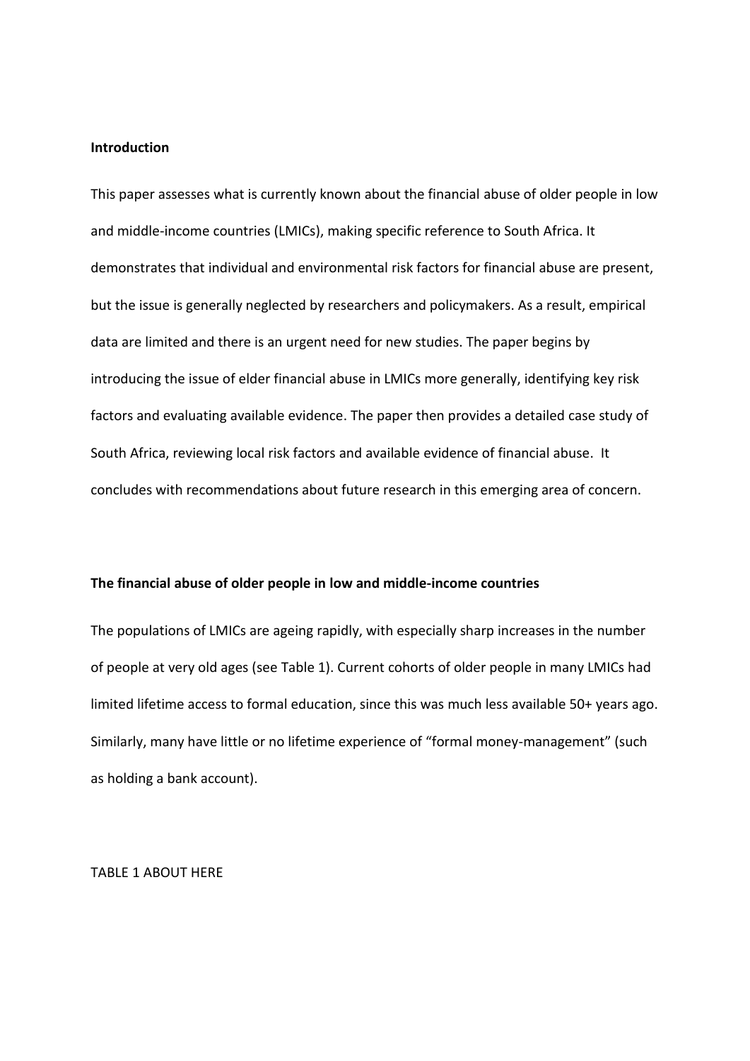## Introduction

This paper assesses what is currently known about the financial abuse of older people in low and middle-income countries (LMICs), making specific reference to South Africa. It demonstrates that individual and environmental risk factors for financial abuse are present, but the issue is generally neglected by researchers and policymakers. As a result, empirical data are limited and there is an urgent need for new studies. The paper begins by introducing the issue of elder financial abuse in LMICs more generally, identifying key risk factors and evaluating available evidence. The paper then provides a detailed case study of South Africa, reviewing local risk factors and available evidence of financial abuse. It concludes with recommendations about future research in this emerging area of concern.

## The financial abuse of older people in low and middle-income countries

The populations of LMICs are ageing rapidly, with especially sharp increases in the number of people at very old ages (see Table 1). Current cohorts of older people in many LMICs had limited lifetime access to formal education, since this was much less available 50+ years ago. Similarly, many have little or no lifetime experience of "formal money-management" (such as holding a bank account).

TABLE 1 ABOUT HERE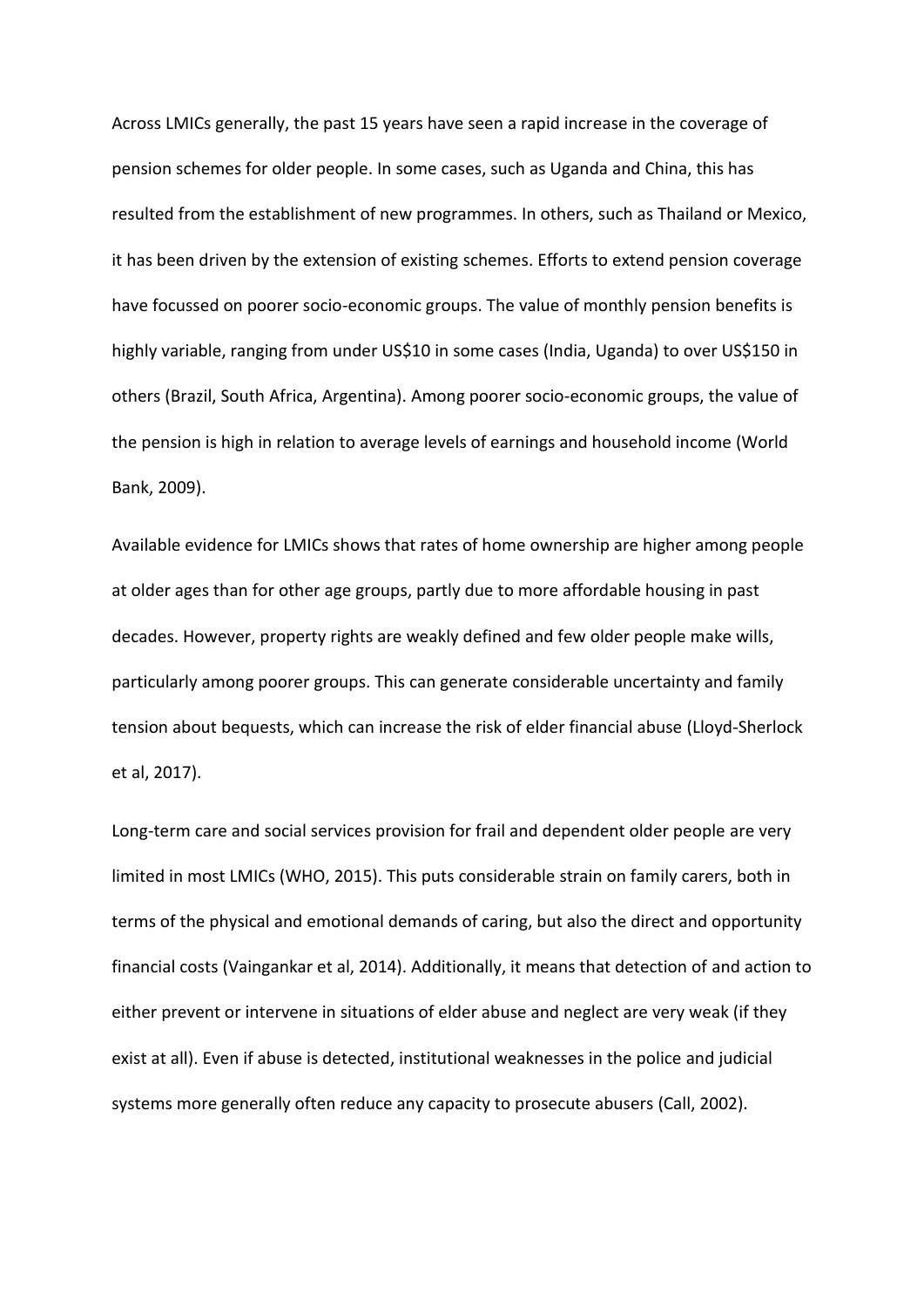Across LMICs generally, the past 15 years have seen a rapid increase in the coverage of pension schemes for older people. In some cases, such as Uganda and China, this has resulted from the establishment of new programmes. In others, such as Thailand or Mexico, it has been driven by the extension of existing schemes. Efforts to extend pension coverage have focussed on poorer socio-economic groups. The value of monthly pension benefits is highly variable, ranging from under US$10 in some cases (India, Uganda) to over US$150 in others (Brazil, South Africa, Argentina). Among poorer socio-economic groups, the value of the pension is high in relation to average levels of earnings and household income (World Bank, 2009).

Available evidence for LMICs shows that rates of home ownership are higher among people at older ages than for other age groups, partly due to more affordable housing in past decades. However, property rights are weakly defined and few older people make wills, particularly among poorer groups. This can generate considerable uncertainty and family tension about bequests, which can increase the risk of elder financial abuse (Lloyd-Sherlock et al, 2017).

Long-term care and social services provision for frail and dependent older people are very limited in most LMICs (WHO, 2015). This puts considerable strain on family carers, both in terms of the physical and emotional demands of caring, but also the direct and opportunity financial costs (Vaingankar et al, 2014). Additionally, it means that detection of and action to either prevent or intervene in situations of elder abuse and neglect are very weak (if they exist at all). Even if abuse is detected, institutional weaknesses in the police and judicial systems more generally often reduce any capacity to prosecute abusers (Call, 2002).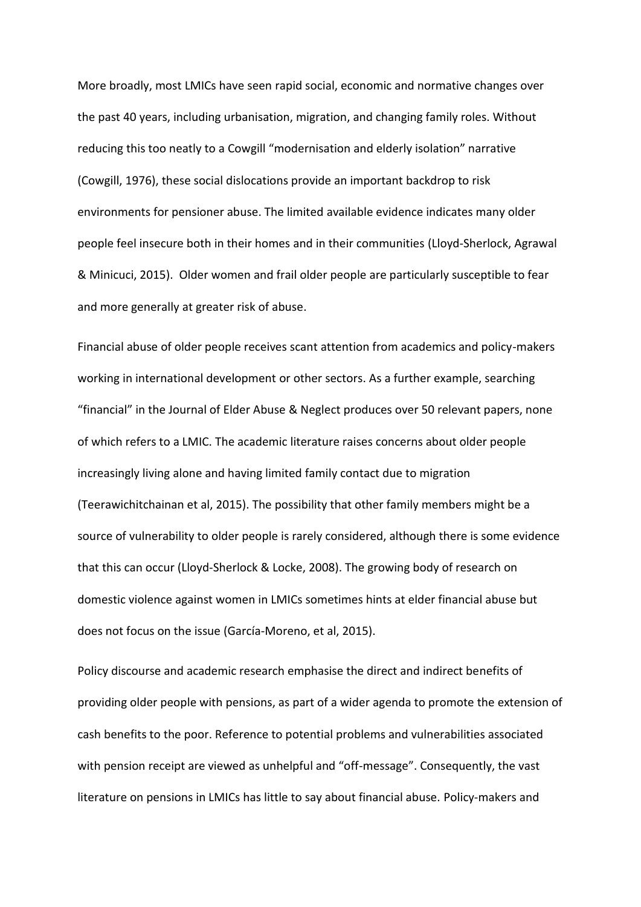More broadly, most LMICs have seen rapid social, economic and normative changes over the past 40 years, including urbanisation, migration, and changing family roles. Without reducing this too neatly to a Cowgill "modernisation and elderly isolation" narrative (Cowgill, 1976), these social dislocations provide an important backdrop to risk environments for pensioner abuse. The limited available evidence indicates many older people feel insecure both in their homes and in their communities (Lloyd-Sherlock, Agrawal & Minicuci, 2015). Older women and frail older people are particularly susceptible to fear and more generally at greater risk of abuse.

Financial abuse of older people receives scant attention from academics and policy-makers working in international development or other sectors. As a further example, searching "financial" in the Journal of Elder Abuse & Neglect produces over 50 relevant papers, none of which refers to a LMIC. The academic literature raises concerns about older people increasingly living alone and having limited family contact due to migration (Teerawichitchainan et al, 2015). The possibility that other family members might be a source of vulnerability to older people is rarely considered, although there is some evidence that this can occur (Lloyd-Sherlock & Locke, 2008). The growing body of research on domestic violence against women in LMICs sometimes hints at elder financial abuse but does not focus on the issue (García-Moreno, et al, 2015).

Policy discourse and academic research emphasise the direct and indirect benefits of providing older people with pensions, as part of a wider agenda to promote the extension of cash benefits to the poor. Reference to potential problems and vulnerabilities associated with pension receipt are viewed as unhelpful and "off-message". Consequently, the vast literature on pensions in LMICs has little to say about financial abuse. Policy-makers and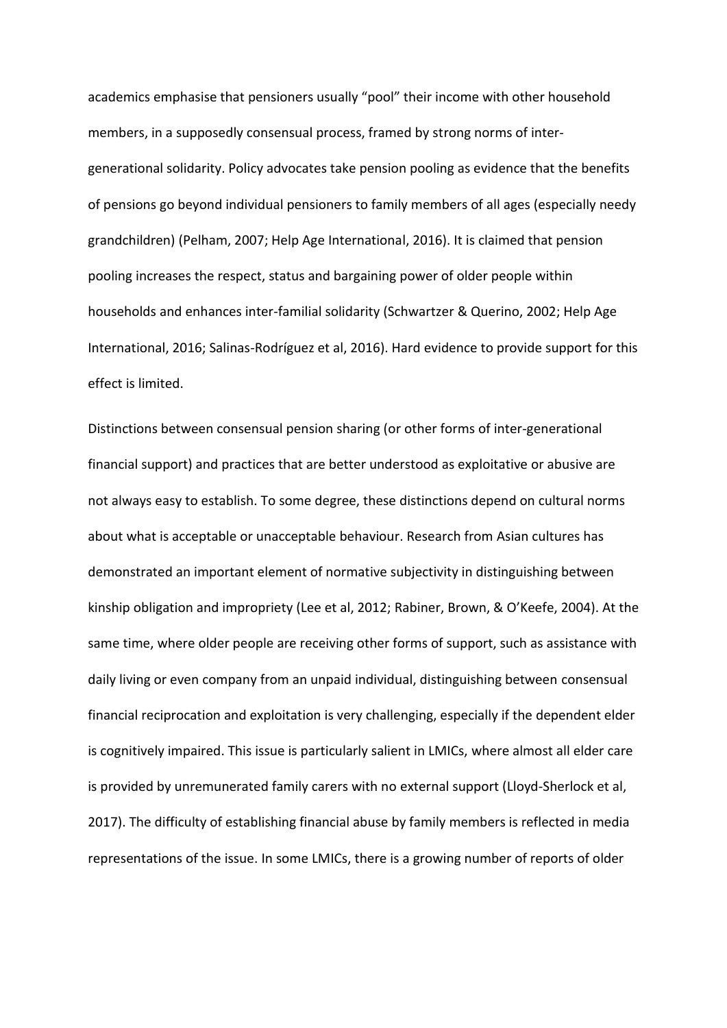academics emphasise that pensioners usually “pool” their income with other household members, in a supposedly consensual process, framed by strong norms of inter-generational solidarity. Policy advocates take pension pooling as evidence that the benefits of pensions go beyond individual pensioners to family members of all ages (especially needy grandchildren) (Pelham, 2007; Help Age International, 2016). It is claimed that pension pooling increases the respect, status and bargaining power of older people within households and enhances inter-familial solidarity (Schwartzer & Querino, 2002; Help Age International, 2016; Salinas-Rodríguez et al, 2016). Hard evidence to provide support for this effect is limited.

Distinctions between consensual pension sharing (or other forms of inter-generational financial support) and practices that are better understood as exploitative or abusive are not always easy to establish. To some degree, these distinctions depend on cultural norms about what is acceptable or unacceptable behaviour. Research from Asian cultures has demonstrated an important element of normative subjectivity in distinguishing between kinship obligation and impropriety (Lee et al, 2012; Rabiner, Brown, & O'Keefe, 2004). At the same time, where older people are receiving other forms of support, such as assistance with daily living or even company from an unpaid individual, distinguishing between consensual financial reciprocation and exploitation is very challenging, especially if the dependent elder is cognitively impaired. This issue is particularly salient in LMICs, where almost all elder care is provided by unremunerated family carers with no external support (Lloyd-Sherlock et al, 2017). The difficulty of establishing financial abuse by family members is reflected in media representations of the issue. In some LMICs, there is a growing number of reports of older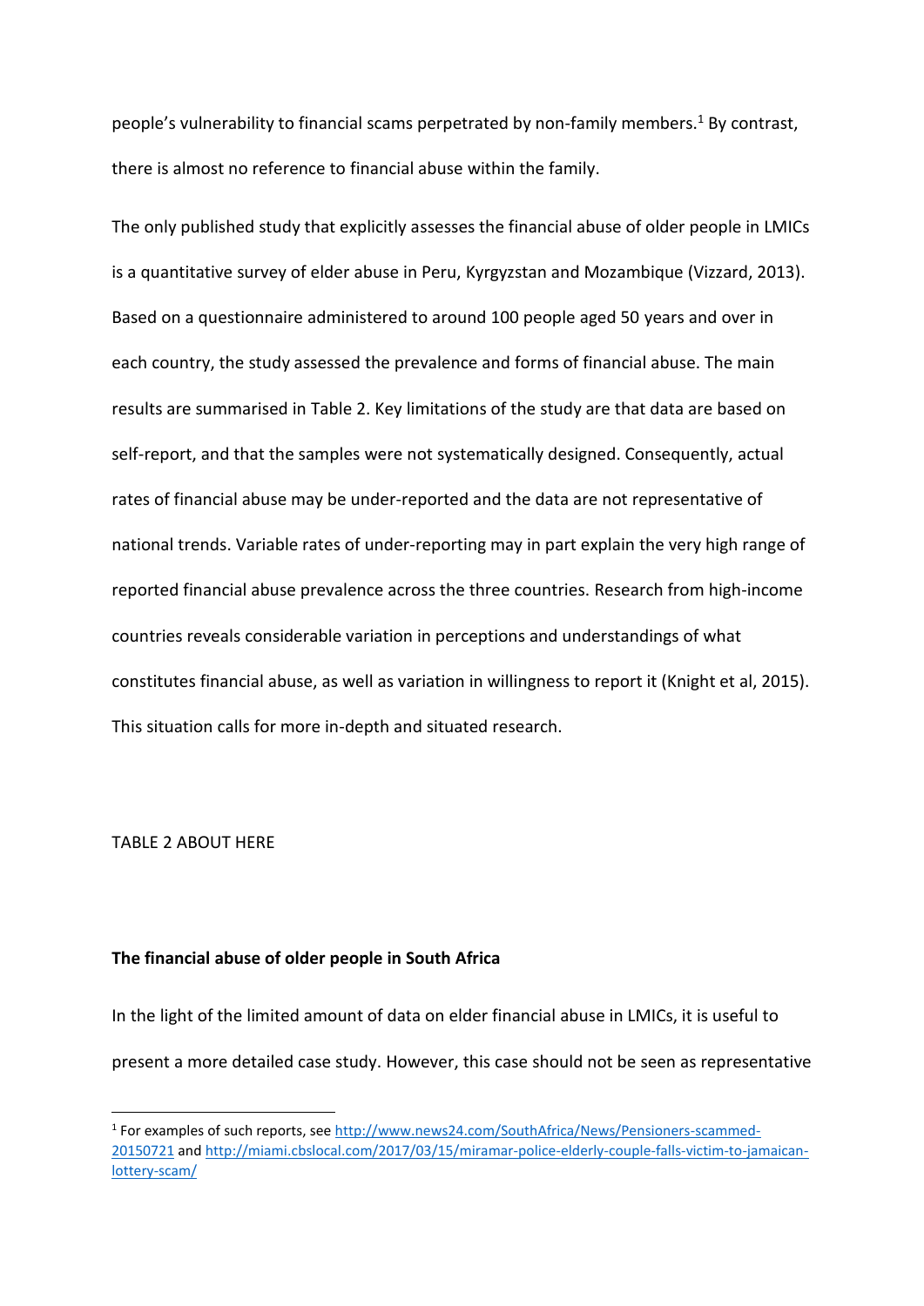people's vulnerability to financial scams perpetrated by non-family members.[1] By contrast, there is almost no reference to financial abuse within the family.

The only published study that explicitly assesses the financial abuse of older people in LMICs is a quantitative survey of elder abuse in Peru, Kyrgyzstan and Mozambique (Vizzard, 2013). Based on a questionnaire administered to around 100 people aged 50 years and over in each country, the study assessed the prevalence and forms of financial abuse. The main results are summarised in Table 2. Key limitations of the study are that data are based on self-report, and that the samples were not systematically designed. Consequently, actual rates of financial abuse may be under-reported and the data are not representative of national trends. Variable rates of under-reporting may in part explain the very high range of reported financial abuse prevalence across the three countries. Research from high-income countries reveals considerable variation in perceptions and understandings of what constitutes financial abuse, as well as variation in willingness to report it (Knight et al, 2015). This situation calls for more in-depth and situated research.

TABLE 2 ABOUT HERE

**The financial abuse of older people in South Africa**

In the light of the limited amount of data on elder financial abuse in LMICs, it is useful to present a more detailed case study. However, this case should not be seen as representative

[1] For examples of such reports, see http://www.news24.com/SouthAfrica/News/Pensioners-scammed-20150721 and http://miami.cbslocal.com/2017/03/15/miramar-police-elderly-couple-falls-victim-to-jamaican-lottery-scam/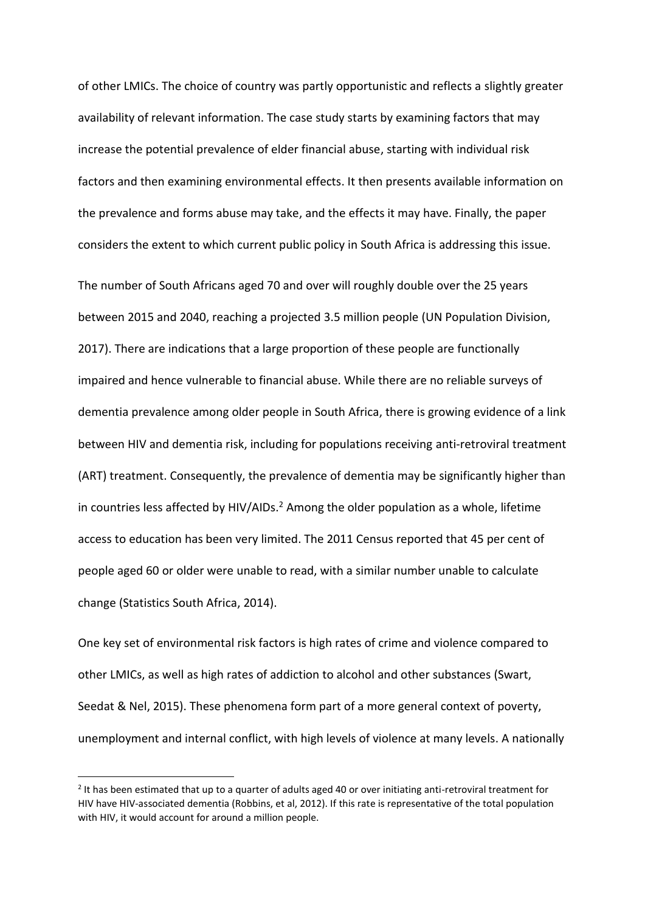of other LMICs. The choice of country was partly opportunistic and reflects a slightly greater availability of relevant information. The case study starts by examining factors that may increase the potential prevalence of elder financial abuse, starting with individual risk factors and then examining environmental effects. It then presents available information on the prevalence and forms abuse may take, and the effects it may have. Finally, the paper considers the extent to which current public policy in South Africa is addressing this issue.

The number of South Africans aged 70 and over will roughly double over the 25 years between 2015 and 2040, reaching a projected 3.5 million people (UN Population Division, 2017). There are indications that a large proportion of these people are functionally impaired and hence vulnerable to financial abuse. While there are no reliable surveys of dementia prevalence among older people in South Africa, there is growing evidence of a link between HIV and dementia risk, including for populations receiving anti-retroviral treatment (ART) treatment. Consequently, the prevalence of dementia may be significantly higher than in countries less affected by HIV/AIDs.[2] Among the older population as a whole, lifetime access to education has been very limited. The 2011 Census reported that 45 per cent of people aged 60 or older were unable to read, with a similar number unable to calculate change (Statistics South Africa, 2014).

One key set of environmental risk factors is high rates of crime and violence compared to other LMICs, as well as high rates of addiction to alcohol and other substances (Swart, Seedat & Nel, 2015). These phenomena form part of a more general context of poverty, unemployment and internal conflict, with high levels of violence at many levels. A nationally

[2] It has been estimated that up to a quarter of adults aged 40 or over initiating anti-retroviral treatment for HIV have HIV-associated dementia (Robbins, et al, 2012). If this rate is representative of the total population with HIV, it would account for around a million people.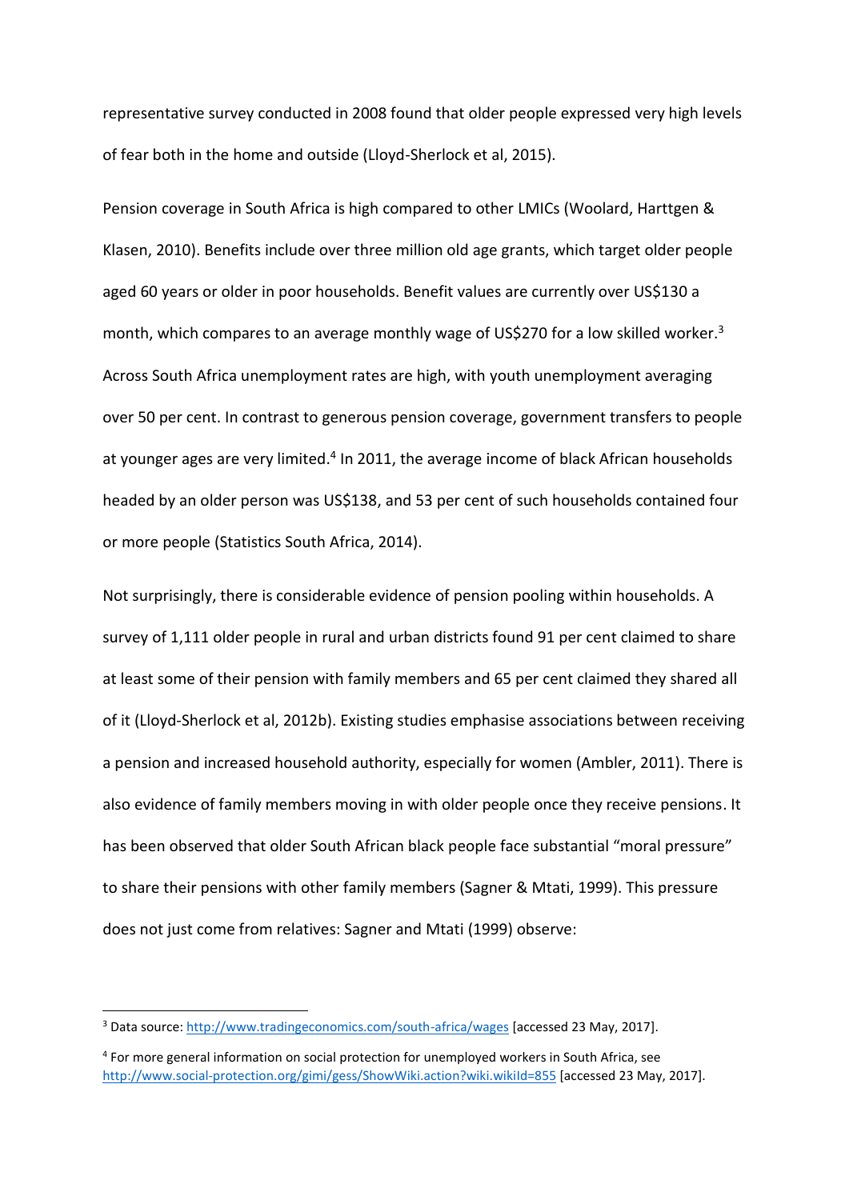representative survey conducted in 2008 found that older people expressed very high levels of fear both in the home and outside (Lloyd-Sherlock et al, 2015).

Pension coverage in South Africa is high compared to other LMICs (Woolard, Harttgen & Klasen, 2010). Benefits include over three million old age grants, which target older people aged 60 years or older in poor households. Benefit values are currently over US$130 a month, which compares to an average monthly wage of US$270 for a low skilled worker.[3] Across South Africa unemployment rates are high, with youth unemployment averaging over 50 per cent. In contrast to generous pension coverage, government transfers to people at younger ages are very limited.[4] In 2011, the average income of black African households headed by an older person was US$138, and 53 per cent of such households contained four or more people (Statistics South Africa, 2014).

Not surprisingly, there is considerable evidence of pension pooling within households. A survey of 1,111 older people in rural and urban districts found 91 per cent claimed to share at least some of their pension with family members and 65 per cent claimed they shared all of it (Lloyd-Sherlock et al, 2012b). Existing studies emphasise associations between receiving a pension and increased household authority, especially for women (Ambler, 2011). There is also evidence of family members moving in with older people once they receive pensions. It has been observed that older South African black people face substantial "moral pressure" to share their pensions with other family members (Sagner & Mtati, 1999). This pressure does not just come from relatives: Sagner and Mtati (1999) observe:

---

[3] Data source: http://www.tradingeconomics.com/south-africa/wages [accessed 23 May, 2017].

[4] For more general information on social protection for unemployed workers in South Africa, see http://www.social-protection.org/gimi/gess/ShowWiki.action?wiki.wikiId=855 [accessed 23 May, 2017].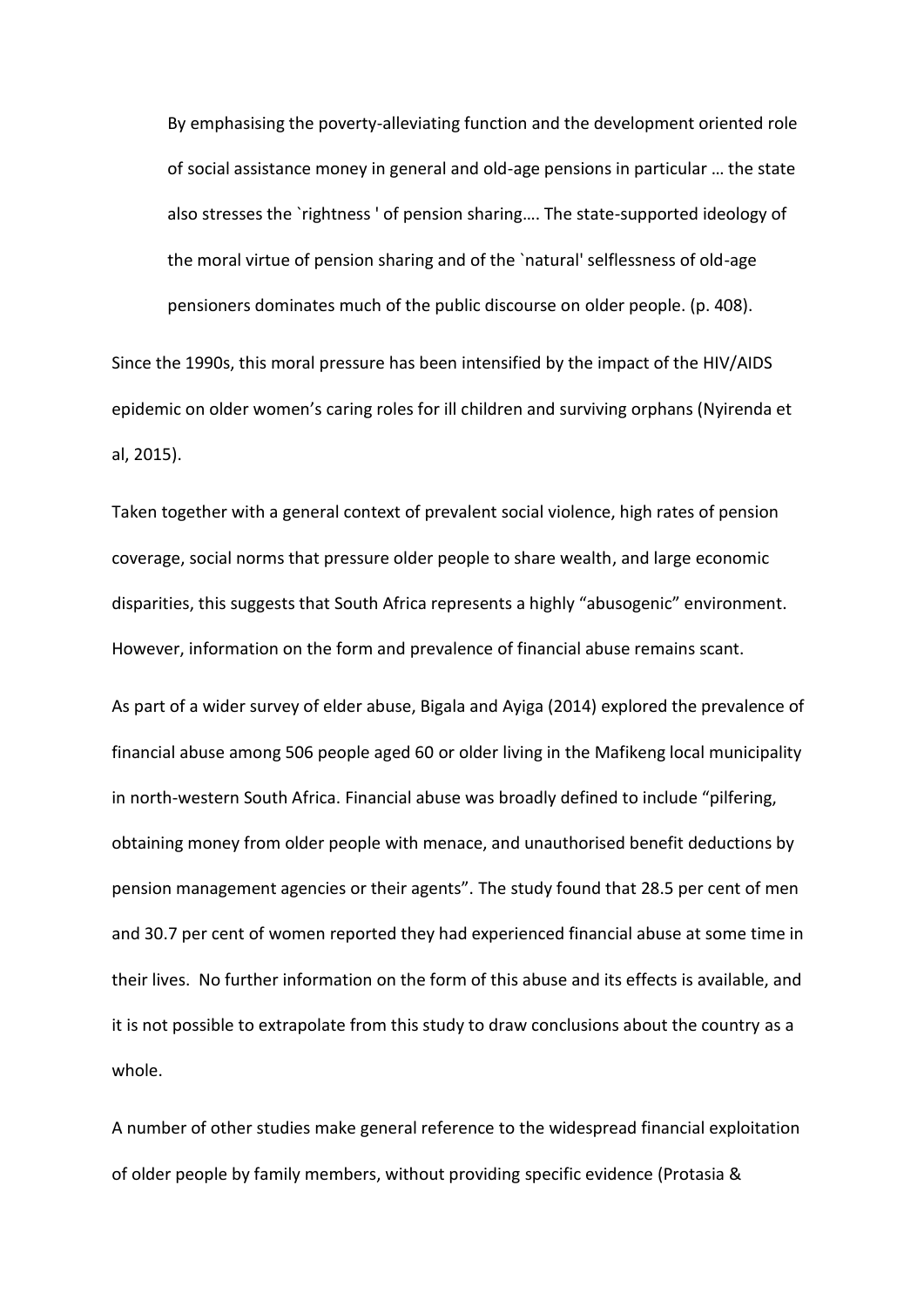> By emphasising the poverty-alleviating function and the development oriented role of social assistance money in general and old-age pensions in particular … the state also stresses the `rightness ' of pension sharing…. The state-supported ideology of the moral virtue of pension sharing and of the `natural' selflessness of old-age pensioners dominates much of the public discourse on older people. (p. 408).

Since the 1990s, this moral pressure has been intensified by the impact of the HIV/AIDS epidemic on older women's caring roles for ill children and surviving orphans (Nyirenda et al, 2015).

Taken together with a general context of prevalent social violence, high rates of pension coverage, social norms that pressure older people to share wealth, and large economic disparities, this suggests that South Africa represents a highly "abusogenic" environment. However, information on the form and prevalence of financial abuse remains scant.

As part of a wider survey of elder abuse, Bigala and Ayiga (2014) explored the prevalence of financial abuse among 506 people aged 60 or older living in the Mafikeng local municipality in north-western South Africa. Financial abuse was broadly defined to include "pilfering, obtaining money from older people with menace, and unauthorised benefit deductions by pension management agencies or their agents". The study found that 28.5 per cent of men and 30.7 per cent of women reported they had experienced financial abuse at some time in their lives. No further information on the form of this abuse and its effects is available, and it is not possible to extrapolate from this study to draw conclusions about the country as a whole.

A number of other studies make general reference to the widespread financial exploitation of older people by family members, without providing specific evidence (Protasia &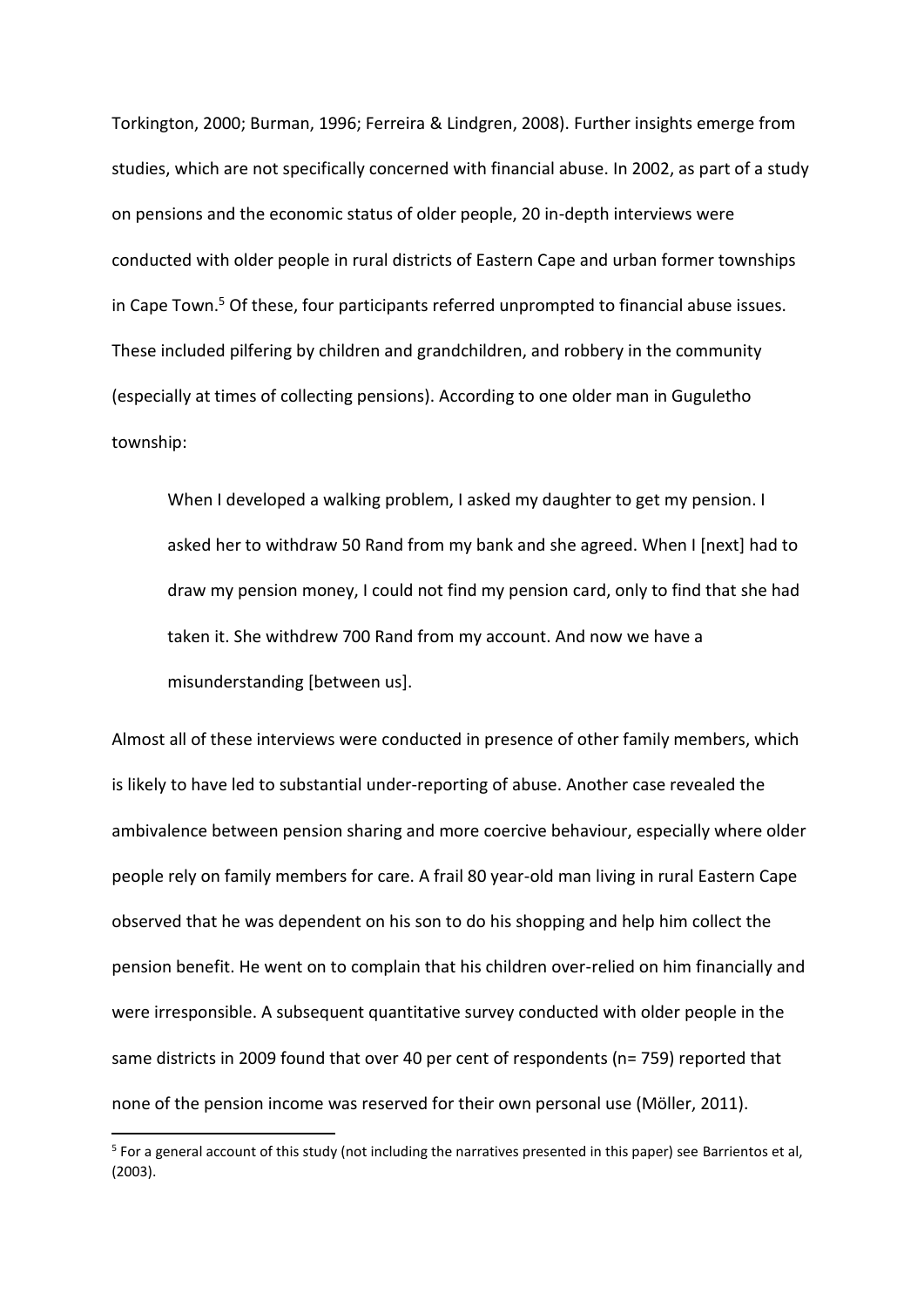Torkington, 2000; Burman, 1996; Ferreira & Lindgren, 2008). Further insights emerge from studies, which are not specifically concerned with financial abuse. In 2002, as part of a study on pensions and the economic status of older people, 20 in-depth interviews were conducted with older people in rural districts of Eastern Cape and urban former townships in Cape Town.[5] Of these, four participants referred unprompted to financial abuse issues. These included pilfering by children and grandchildren, and robbery in the community (especially at times of collecting pensions). According to one older man in Guguletho township:

> When I developed a walking problem, I asked my daughter to get my pension. I asked her to withdraw 50 Rand from my bank and she agreed. When I [next] had to draw my pension money, I could not find my pension card, only to find that she had taken it. She withdrew 700 Rand from my account. And now we have a misunderstanding [between us].

Almost all of these interviews were conducted in presence of other family members, which is likely to have led to substantial under-reporting of abuse. Another case revealed the ambivalence between pension sharing and more coercive behaviour, especially where older people rely on family members for care. A frail 80 year-old man living in rural Eastern Cape observed that he was dependent on his son to do his shopping and help him collect the pension benefit. He went on to complain that his children over-relied on him financially and were irresponsible. A subsequent quantitative survey conducted with older people in the same districts in 2009 found that over 40 per cent of respondents (n= 759) reported that none of the pension income was reserved for their own personal use (Möller, 2011).

[5] For a general account of this study (not including the narratives presented in this paper) see Barrientos et al, (2003).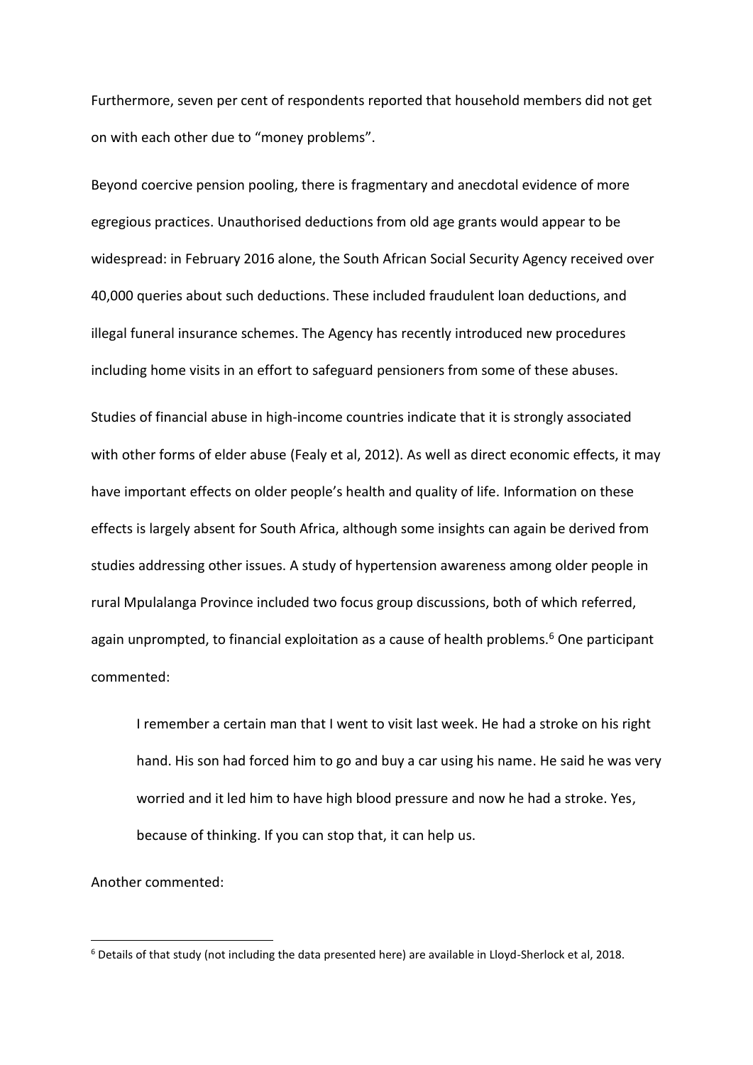Furthermore, seven per cent of respondents reported that household members did not get on with each other due to "money problems".

Beyond coercive pension pooling, there is fragmentary and anecdotal evidence of more egregious practices. Unauthorised deductions from old age grants would appear to be widespread: in February 2016 alone, the South African Social Security Agency received over 40,000 queries about such deductions. These included fraudulent loan deductions, and illegal funeral insurance schemes. The Agency has recently introduced new procedures including home visits in an effort to safeguard pensioners from some of these abuses.

Studies of financial abuse in high-income countries indicate that it is strongly associated with other forms of elder abuse (Fealy et al, 2012). As well as direct economic effects, it may have important effects on older people's health and quality of life. Information on these effects is largely absent for South Africa, although some insights can again be derived from studies addressing other issues. A study of hypertension awareness among older people in rural Mpulalanga Province included two focus group discussions, both of which referred, again unprompted, to financial exploitation as a cause of health problems.[6] One participant commented:

> I remember a certain man that I went to visit last week. He had a stroke on his right hand. His son had forced him to go and buy a car using his name. He said he was very worried and it led him to have high blood pressure and now he had a stroke. Yes, because of thinking. If you can stop that, it can help us.

Another commented:

---

[6] Details of that study (not including the data presented here) are available in Lloyd-Sherlock et al, 2018.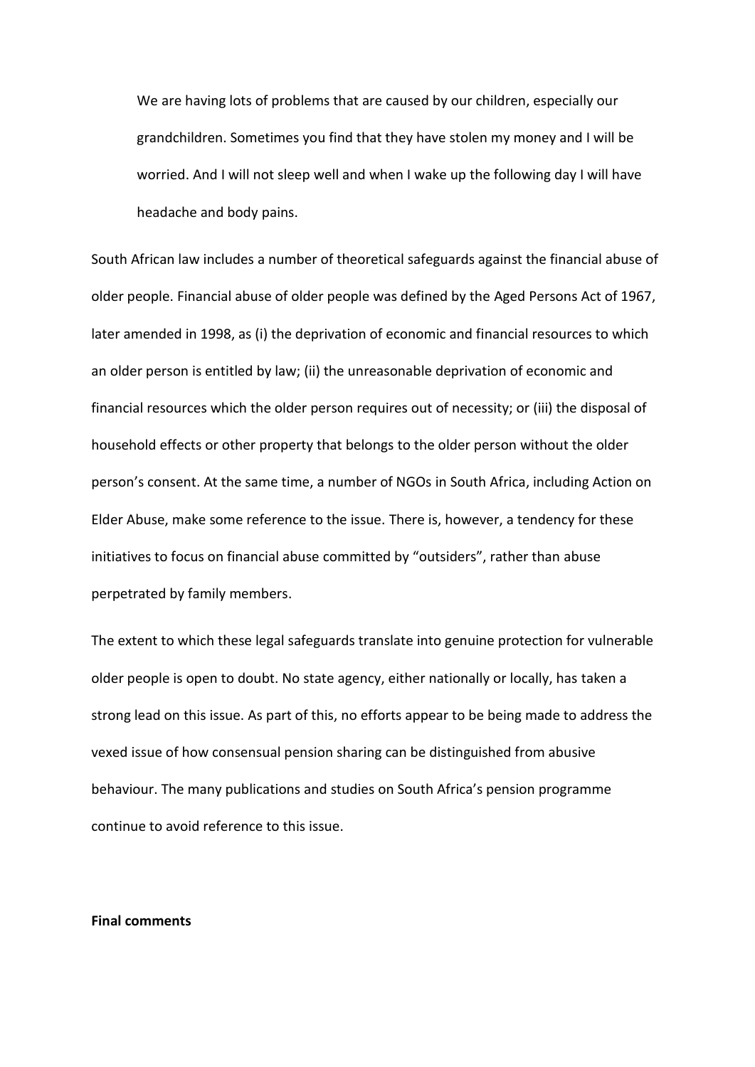> We are having lots of problems that are caused by our children, especially our grandchildren. Sometimes you find that they have stolen my money and I will be worried. And I will not sleep well and when I wake up the following day I will have headache and body pains.

South African law includes a number of theoretical safeguards against the financial abuse of older people. Financial abuse of older people was defined by the Aged Persons Act of 1967, later amended in 1998, as (i) the deprivation of economic and financial resources to which an older person is entitled by law; (ii) the unreasonable deprivation of economic and financial resources which the older person requires out of necessity; or (iii) the disposal of household effects or other property that belongs to the older person without the older person's consent. At the same time, a number of NGOs in South Africa, including Action on Elder Abuse, make some reference to the issue. There is, however, a tendency for these initiatives to focus on financial abuse committed by "outsiders", rather than abuse perpetrated by family members.

The extent to which these legal safeguards translate into genuine protection for vulnerable older people is open to doubt. No state agency, either nationally or locally, has taken a strong lead on this issue. As part of this, no efforts appear to be being made to address the vexed issue of how consensual pension sharing can be distinguished from abusive behaviour. The many publications and studies on South Africa's pension programme continue to avoid reference to this issue.

**Final comments**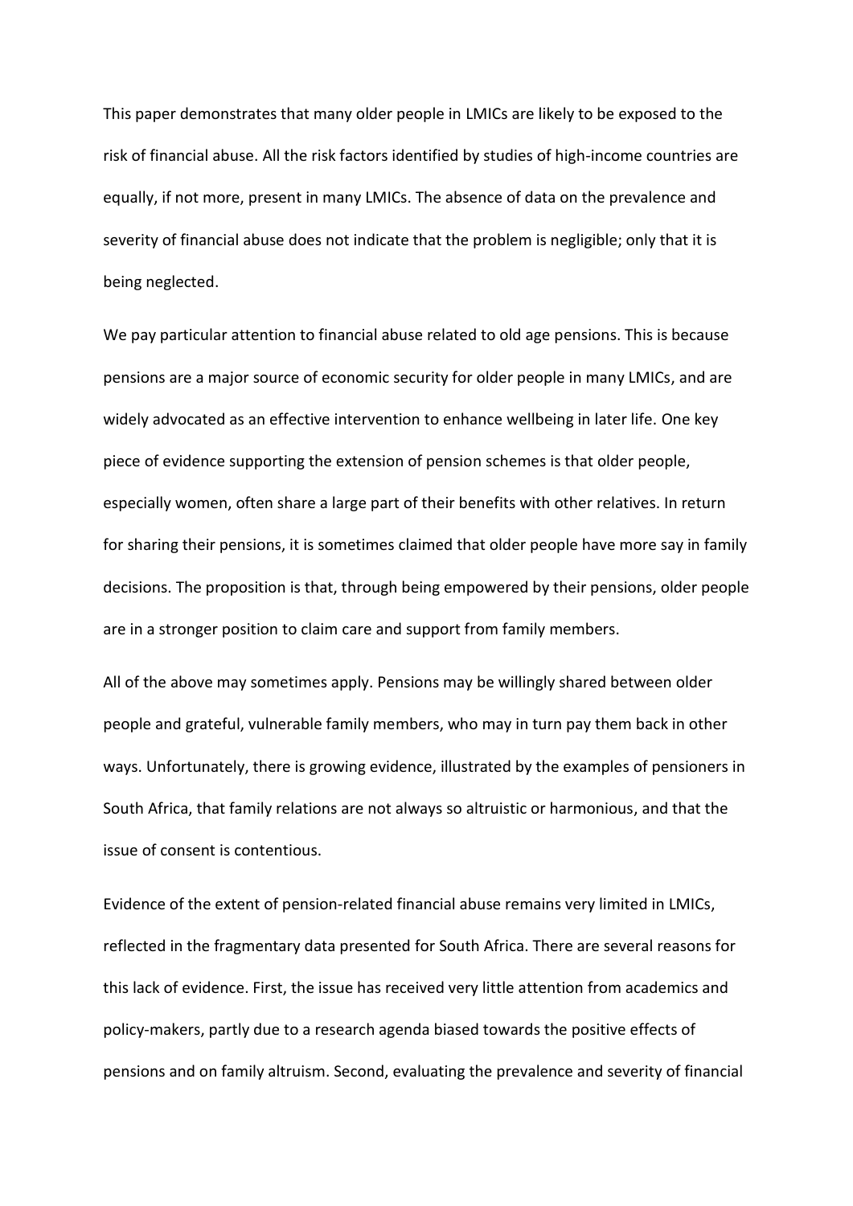This paper demonstrates that many older people in LMICs are likely to be exposed to the risk of financial abuse. All the risk factors identified by studies of high-income countries are equally, if not more, present in many LMICs. The absence of data on the prevalence and severity of financial abuse does not indicate that the problem is negligible; only that it is being neglected.

We pay particular attention to financial abuse related to old age pensions. This is because pensions are a major source of economic security for older people in many LMICs, and are widely advocated as an effective intervention to enhance wellbeing in later life. One key piece of evidence supporting the extension of pension schemes is that older people, especially women, often share a large part of their benefits with other relatives. In return for sharing their pensions, it is sometimes claimed that older people have more say in family decisions. The proposition is that, through being empowered by their pensions, older people are in a stronger position to claim care and support from family members.

All of the above may sometimes apply. Pensions may be willingly shared between older people and grateful, vulnerable family members, who may in turn pay them back in other ways. Unfortunately, there is growing evidence, illustrated by the examples of pensioners in South Africa, that family relations are not always so altruistic or harmonious, and that the issue of consent is contentious.

Evidence of the extent of pension-related financial abuse remains very limited in LMICs, reflected in the fragmentary data presented for South Africa. There are several reasons for this lack of evidence. First, the issue has received very little attention from academics and policy-makers, partly due to a research agenda biased towards the positive effects of pensions and on family altruism. Second, evaluating the prevalence and severity of financial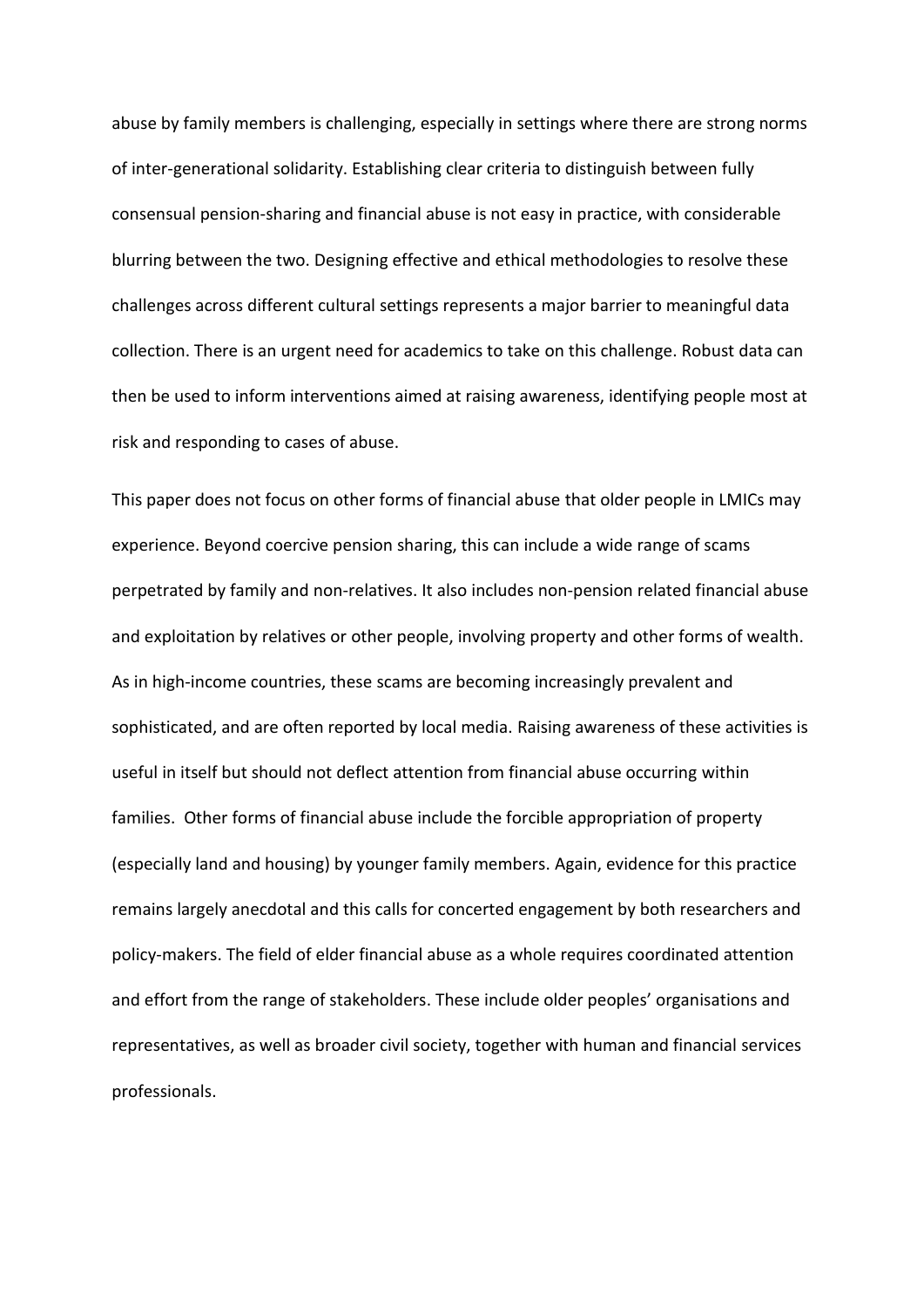abuse by family members is challenging, especially in settings where there are strong norms of inter-generational solidarity. Establishing clear criteria to distinguish between fully consensual pension-sharing and financial abuse is not easy in practice, with considerable blurring between the two. Designing effective and ethical methodologies to resolve these challenges across different cultural settings represents a major barrier to meaningful data collection. There is an urgent need for academics to take on this challenge. Robust data can then be used to inform interventions aimed at raising awareness, identifying people most at risk and responding to cases of abuse.

This paper does not focus on other forms of financial abuse that older people in LMICs may experience. Beyond coercive pension sharing, this can include a wide range of scams perpetrated by family and non-relatives. It also includes non-pension related financial abuse and exploitation by relatives or other people, involving property and other forms of wealth. As in high-income countries, these scams are becoming increasingly prevalent and sophisticated, and are often reported by local media. Raising awareness of these activities is useful in itself but should not deflect attention from financial abuse occurring within families. Other forms of financial abuse include the forcible appropriation of property (especially land and housing) by younger family members. Again, evidence for this practice remains largely anecdotal and this calls for concerted engagement by both researchers and policy-makers. The field of elder financial abuse as a whole requires coordinated attention and effort from the range of stakeholders. These include older peoples' organisations and representatives, as well as broader civil society, together with human and financial services professionals.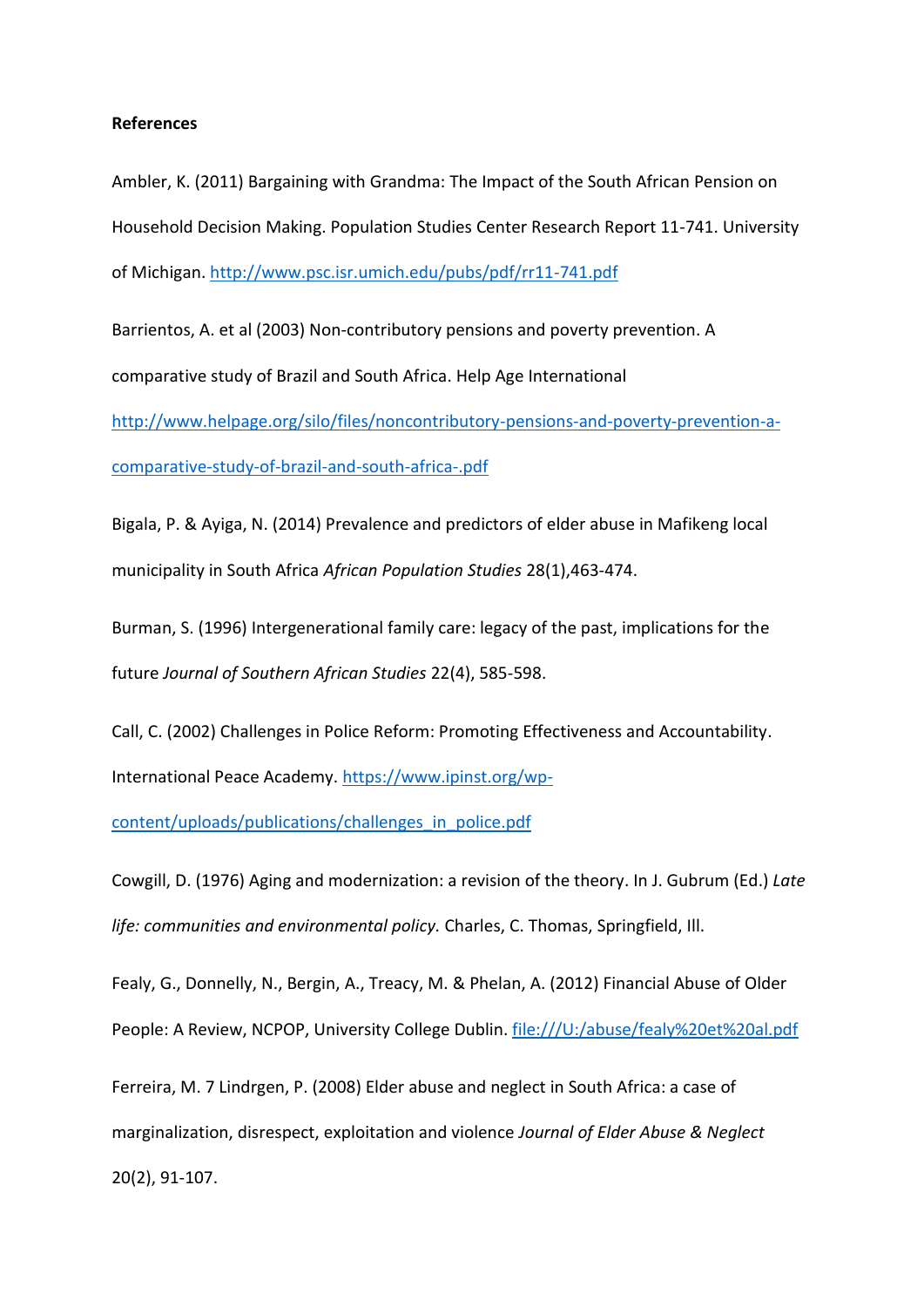**References**

Ambler, K. (2011) Bargaining with Grandma: The Impact of the South African Pension on Household Decision Making. Population Studies Center Research Report 11-741. University of Michigan. http://www.psc.isr.umich.edu/pubs/pdf/rr11-741.pdf

Barrientos, A. et al (2003) Non-contributory pensions and poverty prevention. A comparative study of Brazil and South Africa. Help Age International http://www.helpage.org/silo/files/noncontributory-pensions-and-poverty-prevention-a-comparative-study-of-brazil-and-south-africa-.pdf

Bigala, P. & Ayiga, N. (2014) Prevalence and predictors of elder abuse in Mafikeng local municipality in South Africa *African Population Studies* 28(1),463-474.

Burman, S. (1996) Intergenerational family care: legacy of the past, implications for the future *Journal of Southern African Studies* 22(4), 585-598.

Call, C. (2002) Challenges in Police Reform: Promoting Effectiveness and Accountability. International Peace Academy. https://www.ipinst.org/wp-content/uploads/publications/challenges_in_police.pdf

Cowgill, D. (1976) Aging and modernization: a revision of the theory. In J. Gubrum (Ed.) *Late life: communities and environmental policy.* Charles, C. Thomas, Springfield, Ill.

Fealy, G., Donnelly, N., Bergin, A., Treacy, M. & Phelan, A. (2012) Financial Abuse of Older People: A Review, NCPOP, University College Dublin. file:///U:/abuse/fealy%20et%20al.pdf

Ferreira, M. 7 Lindrgen, P. (2008) Elder abuse and neglect in South Africa: a case of marginalization, disrespect, exploitation and violence *Journal of Elder Abuse & Neglect* 20(2), 91-107.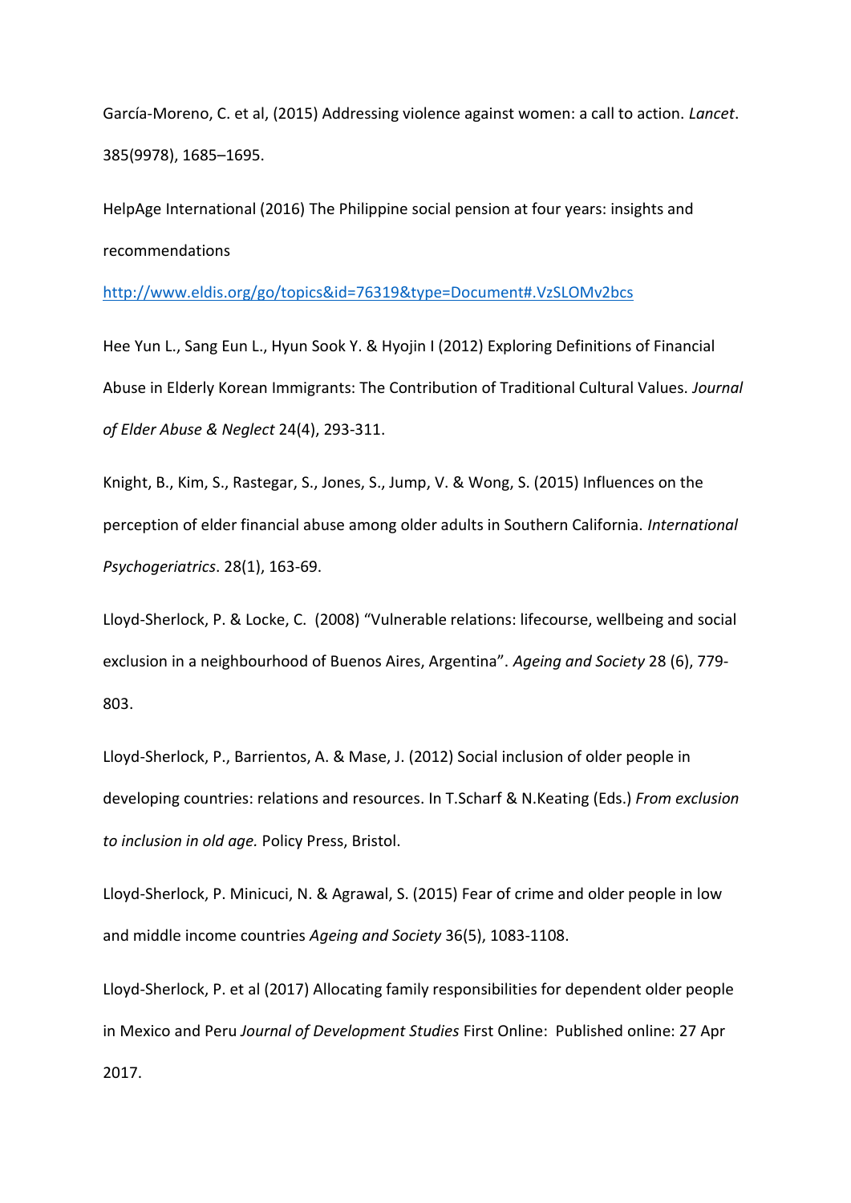García-Moreno, C. et al, (2015) Addressing violence against women: a call to action. *Lancet*. 385(9978), 1685–1695.

HelpAge International (2016) The Philippine social pension at four years: insights and recommendations
http://www.eldis.org/go/topics&id=76319&type=Document#.VzSLOMv2bcs

Hee Yun L., Sang Eun L., Hyun Sook Y. & Hyojin I (2012) Exploring Definitions of Financial Abuse in Elderly Korean Immigrants: The Contribution of Traditional Cultural Values. *Journal of Elder Abuse & Neglect* 24(4), 293-311.

Knight, B., Kim, S., Rastegar, S., Jones, S., Jump, V. & Wong, S. (2015) Influences on the perception of elder financial abuse among older adults in Southern California. *International Psychogeriatrics*. 28(1), 163-69.

Lloyd-Sherlock, P. & Locke, C. (2008) "Vulnerable relations: lifecourse, wellbeing and social exclusion in a neighbourhood of Buenos Aires, Argentina". *Ageing and Society* 28 (6), 779-803.

Lloyd-Sherlock, P., Barrientos, A. & Mase, J. (2012) Social inclusion of older people in developing countries: relations and resources. In T.Scharf & N.Keating (Eds.) *From exclusion to inclusion in old age.* Policy Press, Bristol.

Lloyd-Sherlock, P. Minicuci, N. & Agrawal, S. (2015) Fear of crime and older people in low and middle income countries *Ageing and Society* 36(5), 1083-1108.

Lloyd-Sherlock, P. et al (2017) Allocating family responsibilities for dependent older people in Mexico and Peru *Journal of Development Studies* First Online: Published online: 27 Apr 2017.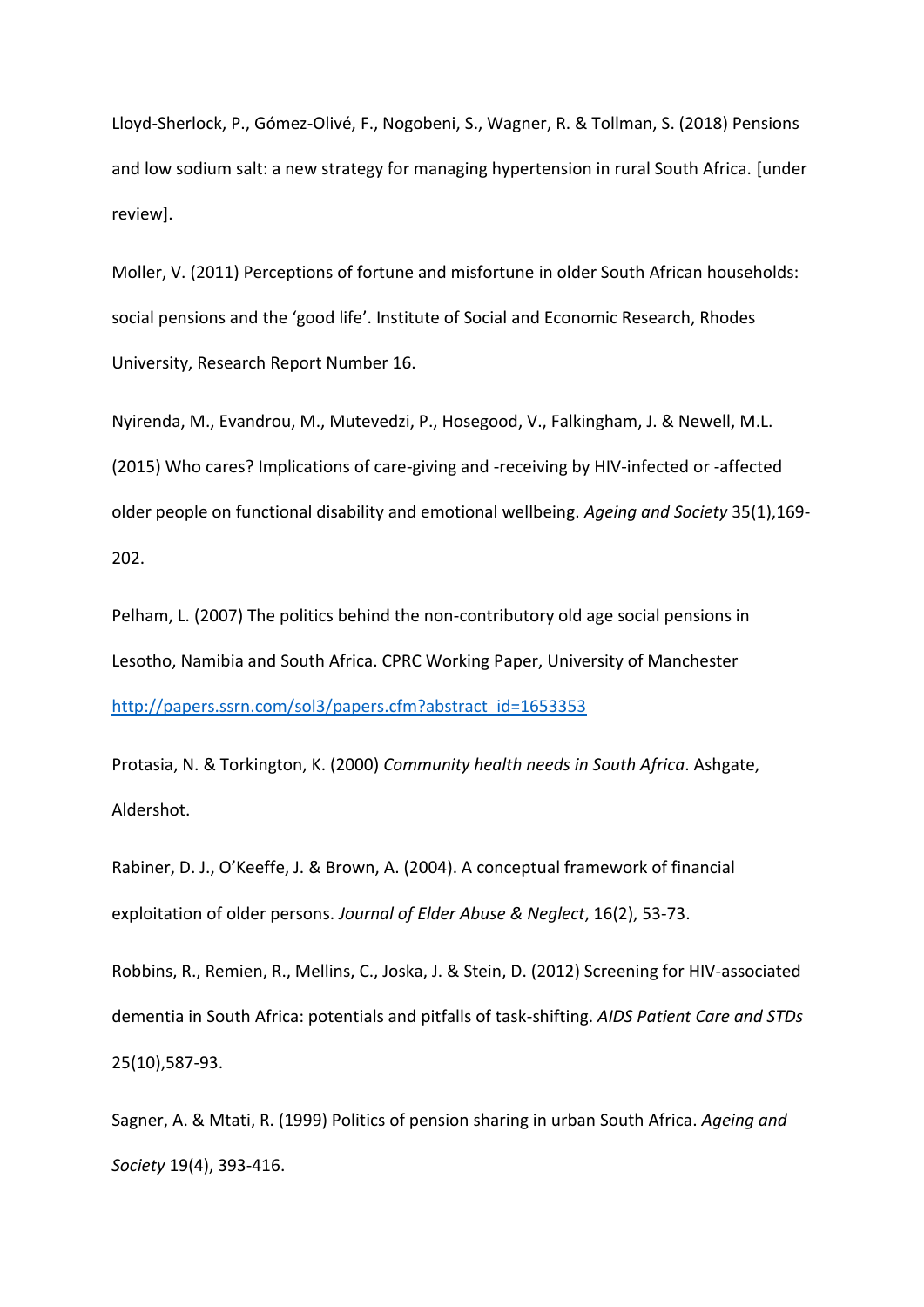Lloyd-Sherlock, P., Gómez-Olivé, F., Nogobeni, S., Wagner, R. & Tollman, S. (2018) Pensions and low sodium salt: a new strategy for managing hypertension in rural South Africa. [under review].

Moller, V. (2011) Perceptions of fortune and misfortune in older South African households: social pensions and the 'good life'. Institute of Social and Economic Research, Rhodes University, Research Report Number 16.

Nyirenda, M., Evandrou, M., Mutevedzi, P., Hosegood, V., Falkingham, J. & Newell, M.L. (2015) Who cares? Implications of care-giving and -receiving by HIV-infected or -affected older people on functional disability and emotional wellbeing. *Ageing and Society* 35(1),169-202.

Pelham, L. (2007) The politics behind the non-contributory old age social pensions in Lesotho, Namibia and South Africa. CPRC Working Paper, University of Manchester http://papers.ssrn.com/sol3/papers.cfm?abstract_id=1653353

Protasia, N. & Torkington, K. (2000) *Community health needs in South Africa*. Ashgate, Aldershot.

Rabiner, D. J., O'Keeffe, J. & Brown, A. (2004). A conceptual framework of financial exploitation of older persons. *Journal of Elder Abuse & Neglect*, 16(2), 53-73.

Robbins, R., Remien, R., Mellins, C., Joska, J. & Stein, D. (2012) Screening for HIV-associated dementia in South Africa: potentials and pitfalls of task-shifting. *AIDS Patient Care and STDs* 25(10),587-93.

Sagner, A. & Mtati, R. (1999) Politics of pension sharing in urban South Africa. *Ageing and Society* 19(4), 393-416.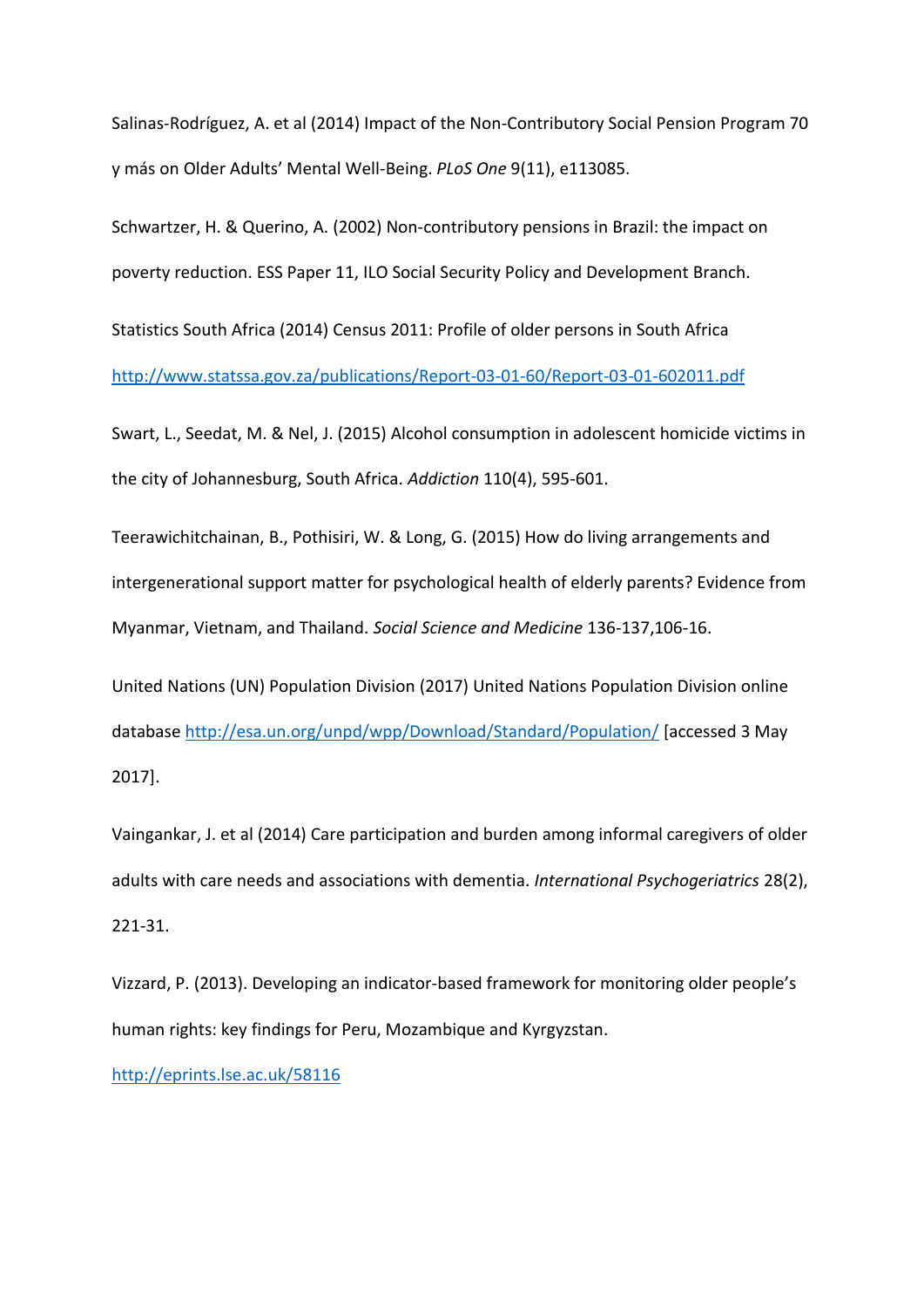Salinas-Rodríguez, A. et al (2014) Impact of the Non-Contributory Social Pension Program 70 y más on Older Adults' Mental Well-Being. *PLoS One* 9(11), e113085.

Schwartzer, H. & Querino, A. (2002) Non-contributory pensions in Brazil: the impact on poverty reduction. ESS Paper 11, ILO Social Security Policy and Development Branch.

Statistics South Africa (2014) Census 2011: Profile of older persons in South Africa http://www.statssa.gov.za/publications/Report-03-01-60/Report-03-01-602011.pdf

Swart, L., Seedat, M. & Nel, J. (2015) Alcohol consumption in adolescent homicide victims in the city of Johannesburg, South Africa. *Addiction* 110(4), 595-601.

Teerawichitchainan, B., Pothisiri, W. & Long, G. (2015) How do living arrangements and intergenerational support matter for psychological health of elderly parents? Evidence from Myanmar, Vietnam, and Thailand. *Social Science and Medicine* 136-137,106-16.

United Nations (UN) Population Division (2017) United Nations Population Division online database http://esa.un.org/unpd/wpp/Download/Standard/Population/ [accessed 3 May 2017].

Vaingankar, J. et al (2014) Care participation and burden among informal caregivers of older adults with care needs and associations with dementia. *International Psychogeriatrics* 28(2), 221-31.

Vizzard, P. (2013). Developing an indicator-based framework for monitoring older people's human rights: key findings for Peru, Mozambique and Kyrgyzstan.

http://eprints.lse.ac.uk/58116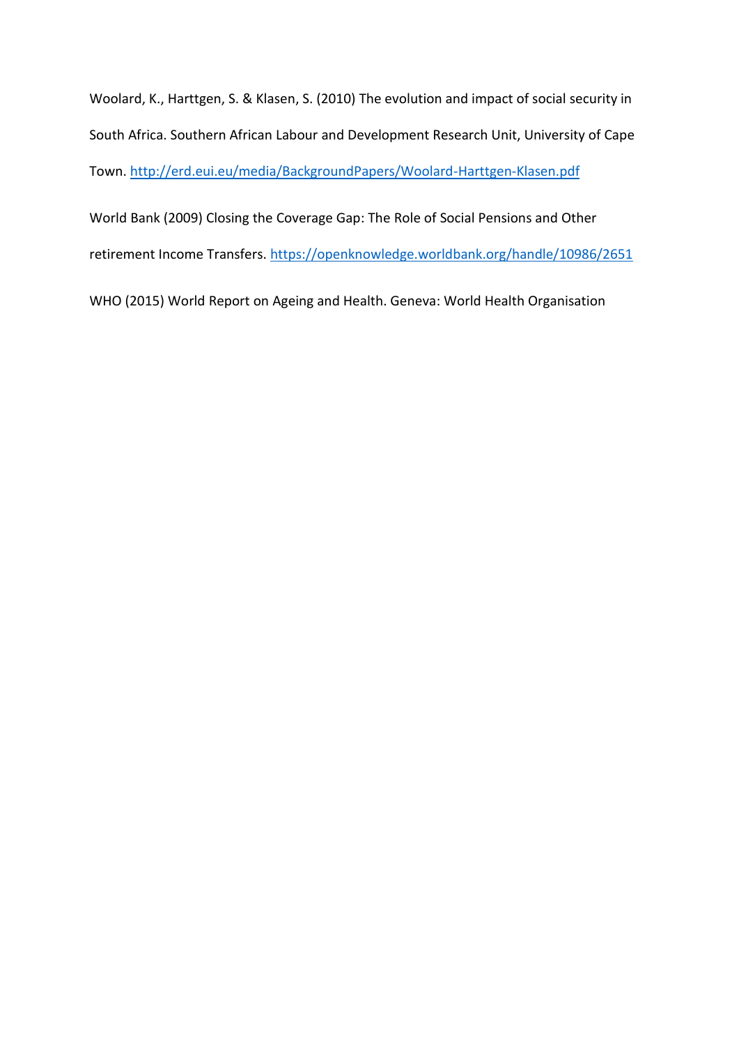Woolard, K., Harttgen, S. & Klasen, S. (2010) The evolution and impact of social security in South Africa. Southern African Labour and Development Research Unit, University of Cape Town. http://erd.eui.eu/media/BackgroundPapers/Woolard-Harttgen-Klasen.pdf

World Bank (2009) Closing the Coverage Gap: The Role of Social Pensions and Other retirement Income Transfers. https://openknowledge.worldbank.org/handle/10986/2651

WHO (2015) World Report on Ageing and Health. Geneva: World Health Organisation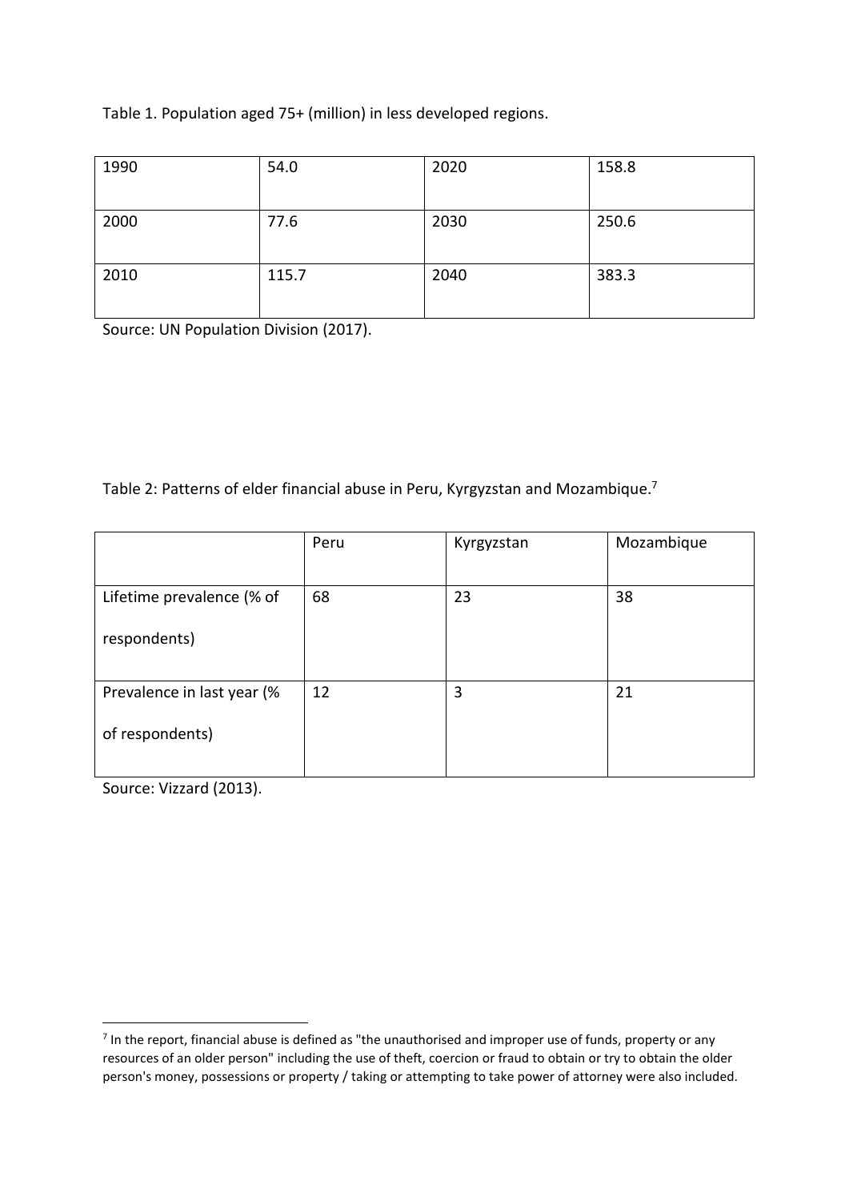Table 1. Population aged 75+ (million) in less developed regions.

| | | | |
|---|---|---|---|
| 1990 | 54.0 | 2020 | 158.8 |
| 2000 | 77.6 | 2030 | 250.6 |
| 2010 | 115.7 | 2040 | 383.3 |

Source: UN Population Division (2017).

Table 2: Patterns of elder financial abuse in Peru, Kyrgyzstan and Mozambique.[7]

| | Peru | Kyrgyzstan | Mozambique |
|---|---|---|---|
| Lifetime prevalence (% of respondents) | 68 | 23 | 38 |
| Prevalence in last year (% of respondents) | 12 | 3 | 21 |

Source: Vizzard (2013).

[7] In the report, financial abuse is defined as "the unauthorised and improper use of funds, property or any resources of an older person" including the use of theft, coercion or fraud to obtain or try to obtain the older person's money, possessions or property / taking or attempting to take power of attorney were also included.